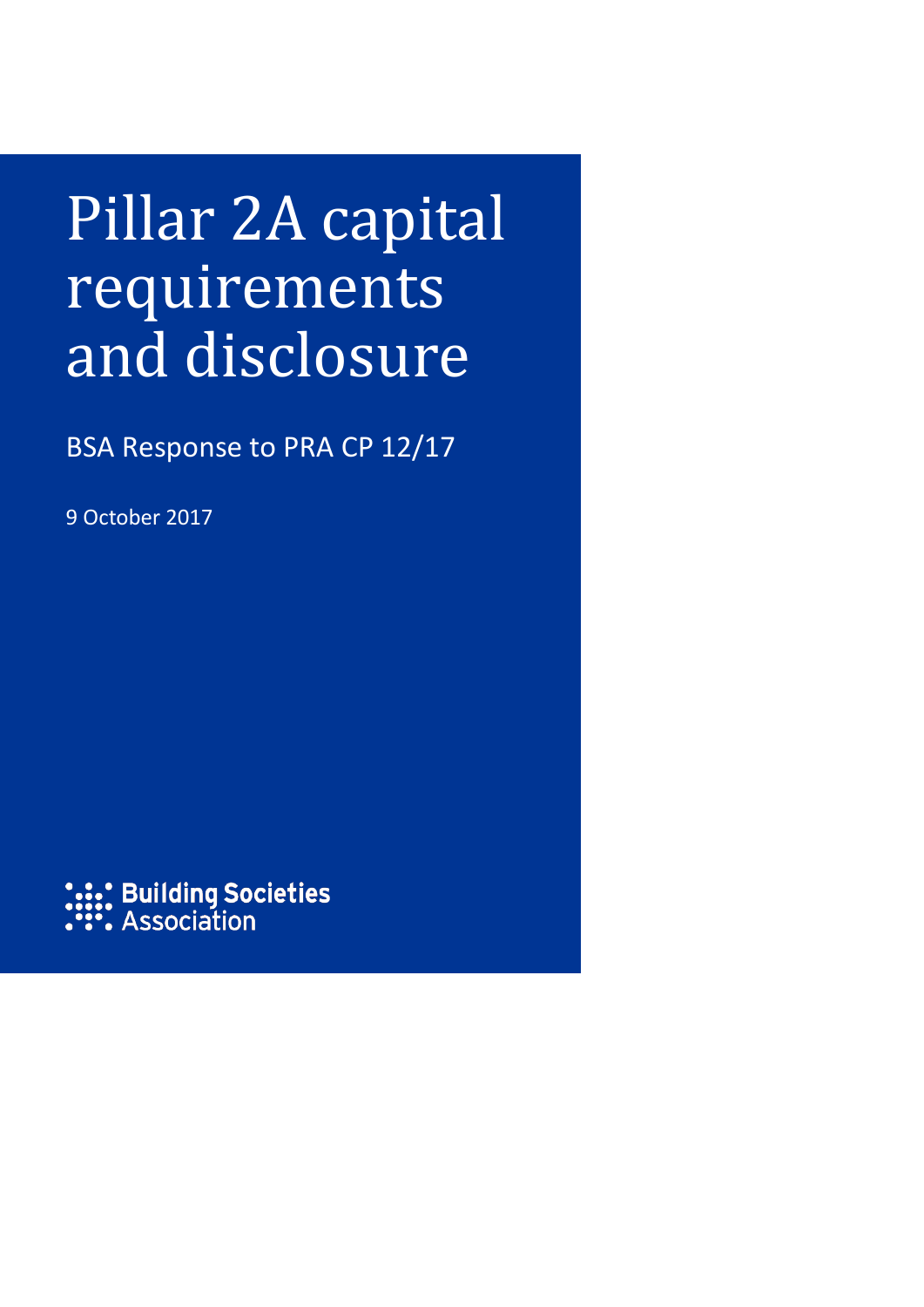# Pillar 2A capital requirements and disclosure

BSA Response to PRA CP 12/17

9 October 2017

Building Societies Association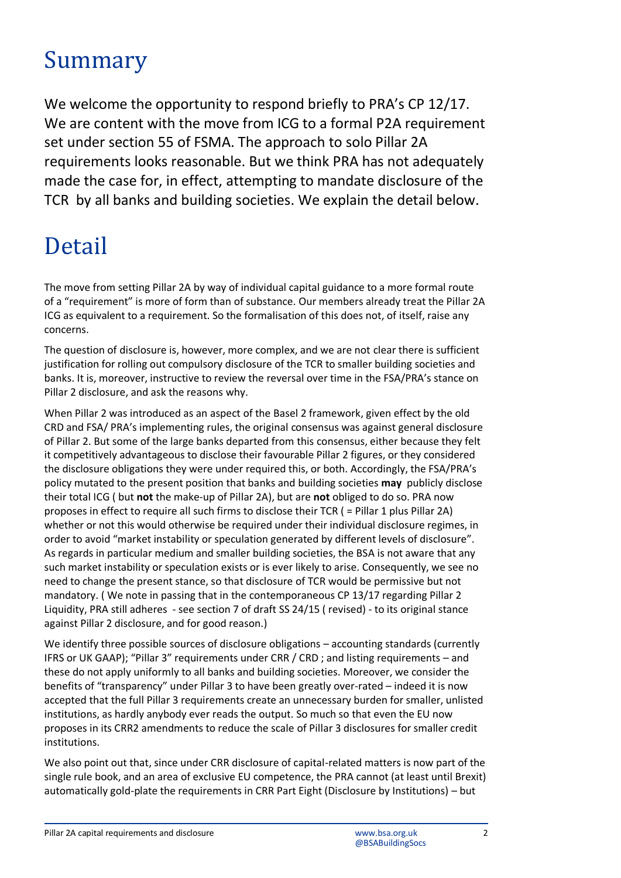# Summary

We welcome the opportunity to respond briefly to PRA's CP 12/17. We are content with the move from ICG to a formal P2A requirement set under section 55 of FSMA. The approach to solo Pillar 2A requirements looks reasonable. But we think PRA has not adequately made the case for, in effect, attempting to mandate disclosure of the TCR by all banks and building societies. We explain the detail below.

# Detail

The move from setting Pillar 2A by way of individual capital guidance to a more formal route of a "requirement" is more of form than of substance. Our members already treat the Pillar 2A ICG as equivalent to a requirement. So the formalisation of this does not, of itself, raise any concerns.

The question of disclosure is, however, more complex, and we are not clear there is sufficient justification for rolling out compulsory disclosure of the TCR to smaller building societies and banks. It is, moreover, instructive to review the reversal over time in the FSA/PRA's stance on Pillar 2 disclosure, and ask the reasons why.

When Pillar 2 was introduced as an aspect of the Basel 2 framework, given effect by the old CRD and FSA/ PRA's implementing rules, the original consensus was against general disclosure of Pillar 2. But some of the large banks departed from this consensus, either because they felt it competitively advantageous to disclose their favourable Pillar 2 figures, or they considered the disclosure obligations they were under required this, or both. Accordingly, the FSA/PRA's policy mutated to the present position that banks and building societies **may** publicly disclose their total ICG ( but **not** the make-up of Pillar 2A), but are **not** obliged to do so. PRA now proposes in effect to require all such firms to disclose their TCR ( = Pillar 1 plus Pillar 2A) whether or not this would otherwise be required under their individual disclosure regimes, in order to avoid "market instability or speculation generated by different levels of disclosure". As regards in particular medium and smaller building societies, the BSA is not aware that any such market instability or speculation exists or is ever likely to arise. Consequently, we see no need to change the present stance, so that disclosure of TCR would be permissive but not mandatory. ( We note in passing that in the contemporaneous CP 13/17 regarding Pillar 2 Liquidity, PRA still adheres - see section 7 of draft SS 24/15 ( revised) - to its original stance against Pillar 2 disclosure, and for good reason.)

We identify three possible sources of disclosure obligations – accounting standards (currently IFRS or UK GAAP); "Pillar 3" requirements under CRR / CRD ; and listing requirements – and these do not apply uniformly to all banks and building societies. Moreover, we consider the benefits of "transparency" under Pillar 3 to have been greatly over-rated – indeed it is now accepted that the full Pillar 3 requirements create an unnecessary burden for smaller, unlisted institutions, as hardly anybody ever reads the output. So much so that even the EU now proposes in its CRR2 amendments to reduce the scale of Pillar 3 disclosures for smaller credit institutions.

We also point out that, since under CRR disclosure of capital-related matters is now part of the single rule book, and an area of exclusive EU competence, the PRA cannot (at least until Brexit) automatically gold-plate the requirements in CRR Part Eight (Disclosure by Institutions) – but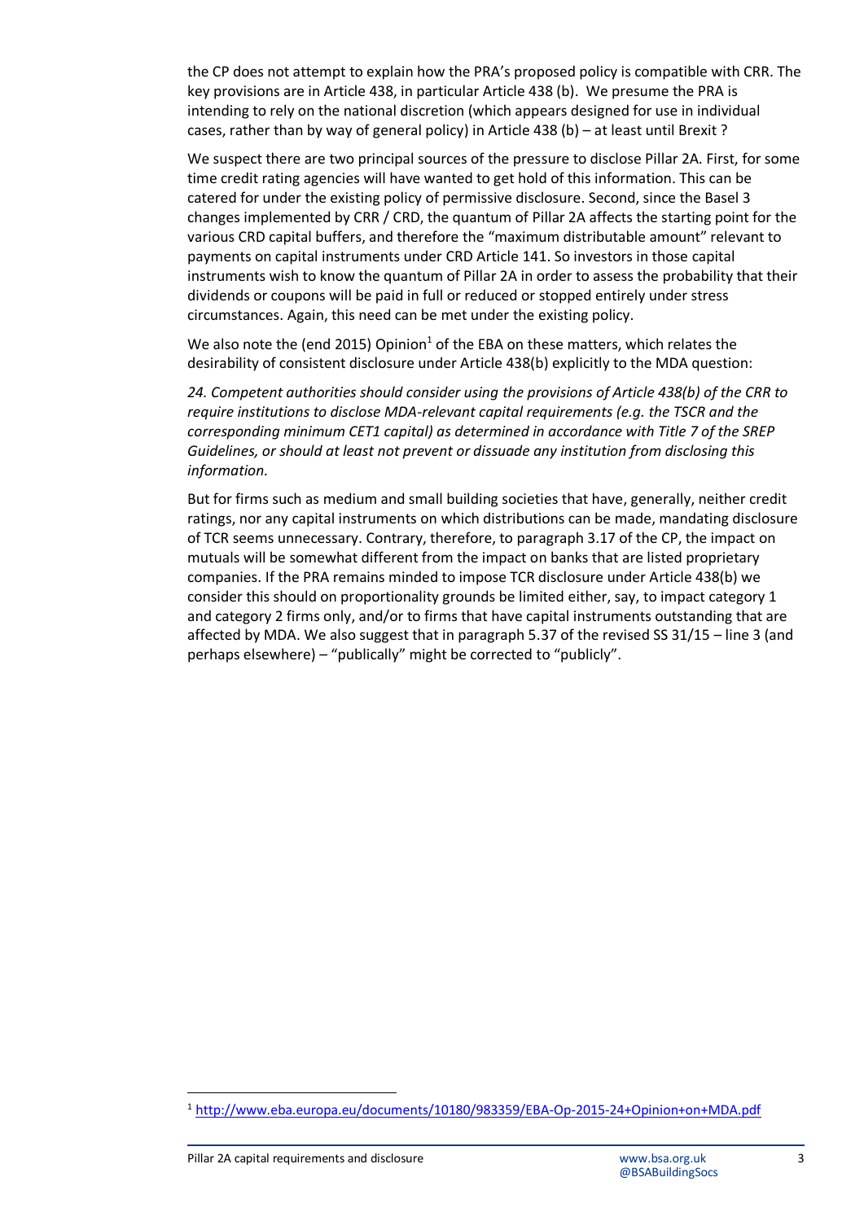the CP does not attempt to explain how the PRA's proposed policy is compatible with CRR. The key provisions are in Article 438, in particular Article 438 (b). We presume the PRA is intending to rely on the national discretion (which appears designed for use in individual cases, rather than by way of general policy) in Article 438 (b) – at least until Brexit ?

We suspect there are two principal sources of the pressure to disclose Pillar 2A. First, for some time credit rating agencies will have wanted to get hold of this information. This can be catered for under the existing policy of permissive disclosure. Second, since the Basel 3 changes implemented by CRR / CRD, the quantum of Pillar 2A affects the starting point for the various CRD capital buffers, and therefore the "maximum distributable amount" relevant to payments on capital instruments under CRD Article 141. So investors in those capital instruments wish to know the quantum of Pillar 2A in order to assess the probability that their dividends or coupons will be paid in full or reduced or stopped entirely under stress circumstances. Again, this need can be met under the existing policy.

We also note the (end 2015) Opinion[1] of the EBA on these matters, which relates the desirability of consistent disclosure under Article 438(b) explicitly to the MDA question:

*24. Competent authorities should consider using the provisions of Article 438(b) of the CRR to require institutions to disclose MDA-relevant capital requirements (e.g. the TSCR and the corresponding minimum CET1 capital) as determined in accordance with Title 7 of the SREP Guidelines, or should at least not prevent or dissuade any institution from disclosing this information.*

But for firms such as medium and small building societies that have, generally, neither credit ratings, nor any capital instruments on which distributions can be made, mandating disclosure of TCR seems unnecessary. Contrary, therefore, to paragraph 3.17 of the CP, the impact on mutuals will be somewhat different from the impact on banks that are listed proprietary companies. If the PRA remains minded to impose TCR disclosure under Article 438(b) we consider this should on proportionality grounds be limited either, say, to impact category 1 and category 2 firms only, and/or to firms that have capital instruments outstanding that are affected by MDA. We also suggest that in paragraph 5.37 of the revised SS 31/15 – line 3 (and perhaps elsewhere) – "publically" might be corrected to "publicly".

---

[1] http://www.eba.europa.eu/documents/10180/983359/EBA-Op-2015-24+Opinion+on+MDA.pdf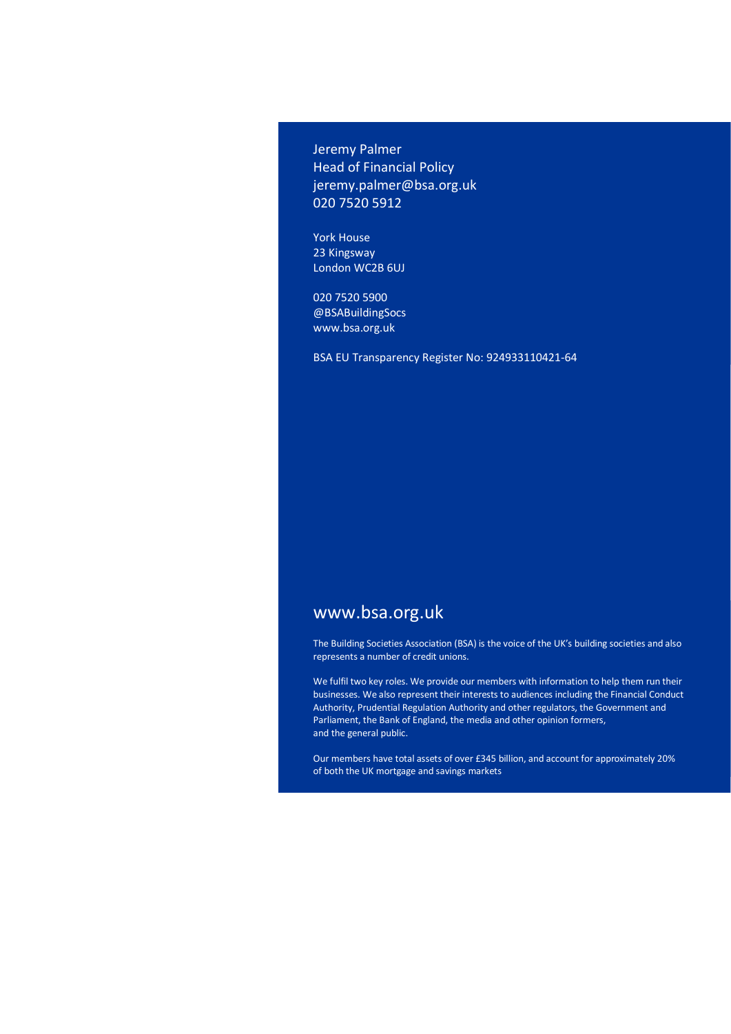Jeremy Palmer
Head of Financial Policy
jeremy.palmer@bsa.org.uk
020 7520 5912

York House
23 Kingsway
London WC2B 6UJ

020 7520 5900
@BSABuildingSocs
www.bsa.org.uk

BSA EU Transparency Register No: 924933110421-64

## www.bsa.org.uk

The Building Societies Association (BSA) is the voice of the UK's building societies and also represents a number of credit unions.

We fulfil two key roles. We provide our members with information to help them run their businesses. We also represent their interests to audiences including the Financial Conduct Authority, Prudential Regulation Authority and other regulators, the Government and Parliament, the Bank of England, the media and other opinion formers, and the general public.

Our members have total assets of over £345 billion, and account for approximately 20% of both the UK mortgage and savings markets